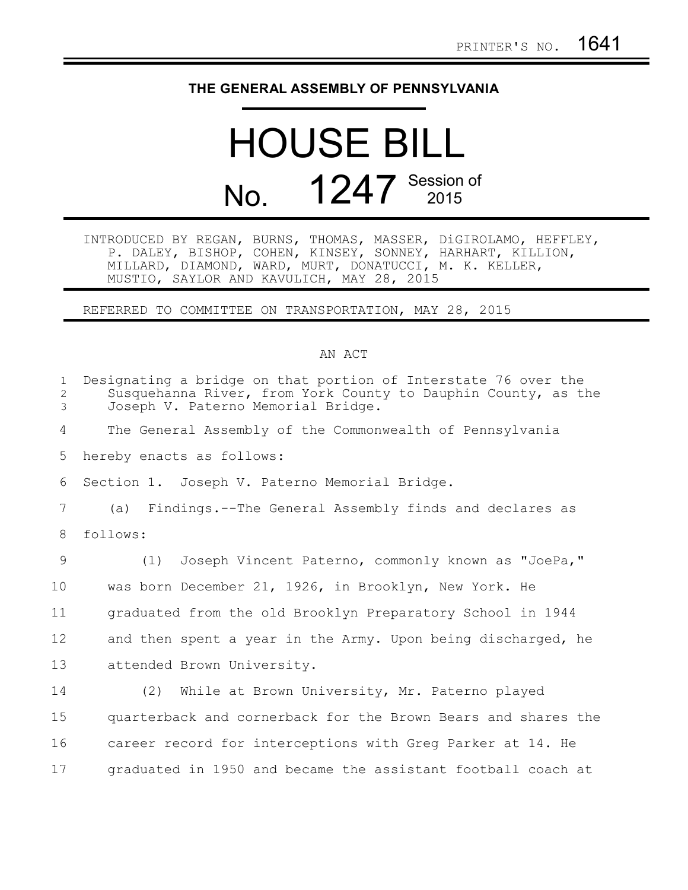PRINTER'S NO. 1641

**THE GENERAL ASSEMBLY OF PENNSYLVANIA**

# HOUSE BILL

## No. 1247 Session of 2015

INTRODUCED BY REGAN, BURNS, THOMAS, MASSER, DiGIROLAMO, HEFFLEY, P. DALEY, BISHOP, COHEN, KINSEY, SONNEY, HARHART, KILLION, MILLARD, DIAMOND, WARD, MURT, DONATUCCI, M. K. KELLER, MUSTIO, SAYLOR AND KAVULICH, MAY 28, 2015

REFERRED TO COMMITTEE ON TRANSPORTATION, MAY 28, 2015

AN ACT

Designating a bridge on that portion of Interstate 76 over the Susquehanna River, from York County to Dauphin County, as the Joseph V. Paterno Memorial Bridge.

The General Assembly of the Commonwealth of Pennsylvania hereby enacts as follows:

Section 1. Joseph V. Paterno Memorial Bridge.

(a) Findings.--The General Assembly finds and declares as follows:

(1) Joseph Vincent Paterno, commonly known as "JoePa," was born December 21, 1926, in Brooklyn, New York. He graduated from the old Brooklyn Preparatory School in 1944 and then spent a year in the Army. Upon being discharged, he attended Brown University.

(2) While at Brown University, Mr. Paterno played quarterback and cornerback for the Brown Bears and shares the career record for interceptions with Greg Parker at 14. He graduated in 1950 and became the assistant football coach at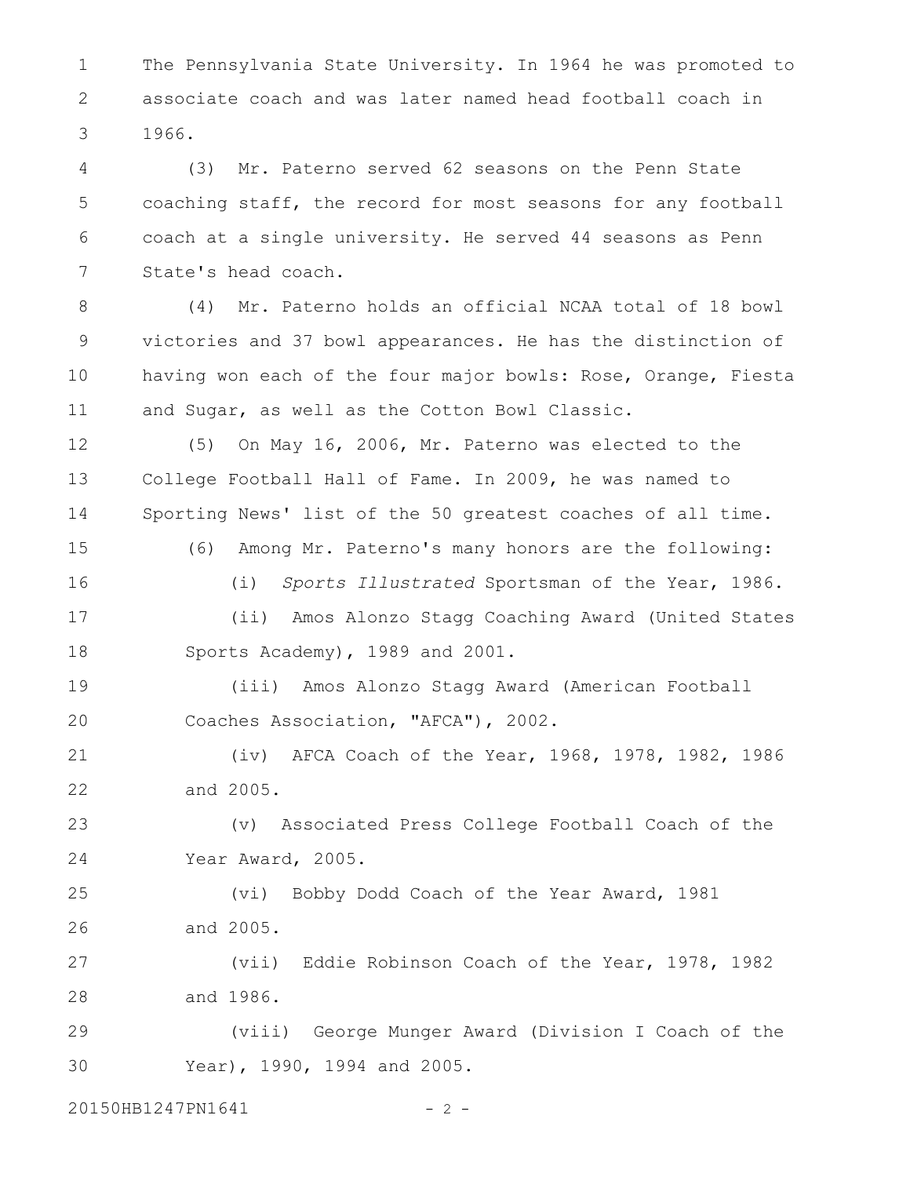The Pennsylvania State University. In 1964 he was promoted to associate coach and was later named head football coach in 1966.

(3) Mr. Paterno served 62 seasons on the Penn State coaching staff, the record for most seasons for any football coach at a single university. He served 44 seasons as Penn State's head coach.

(4) Mr. Paterno holds an official NCAA total of 18 bowl victories and 37 bowl appearances. He has the distinction of having won each of the four major bowls: Rose, Orange, Fiesta and Sugar, as well as the Cotton Bowl Classic.

(5) On May 16, 2006, Mr. Paterno was elected to the College Football Hall of Fame. In 2009, he was named to Sporting News' list of the 50 greatest coaches of all time.

(6) Among Mr. Paterno's many honors are the following:

(i) *Sports Illustrated* Sportsman of the Year, 1986.

(ii) Amos Alonzo Stagg Coaching Award (United States Sports Academy), 1989 and 2001.

(iii) Amos Alonzo Stagg Award (American Football Coaches Association, "AFCA"), 2002.

(iv) AFCA Coach of the Year, 1968, 1978, 1982, 1986 and 2005.

(v) Associated Press College Football Coach of the Year Award, 2005.

(vi) Bobby Dodd Coach of the Year Award, 1981 and 2005.

(vii) Eddie Robinson Coach of the Year, 1978, 1982 and 1986.

(viii) George Munger Award (Division I Coach of the Year), 1990, 1994 and 2005.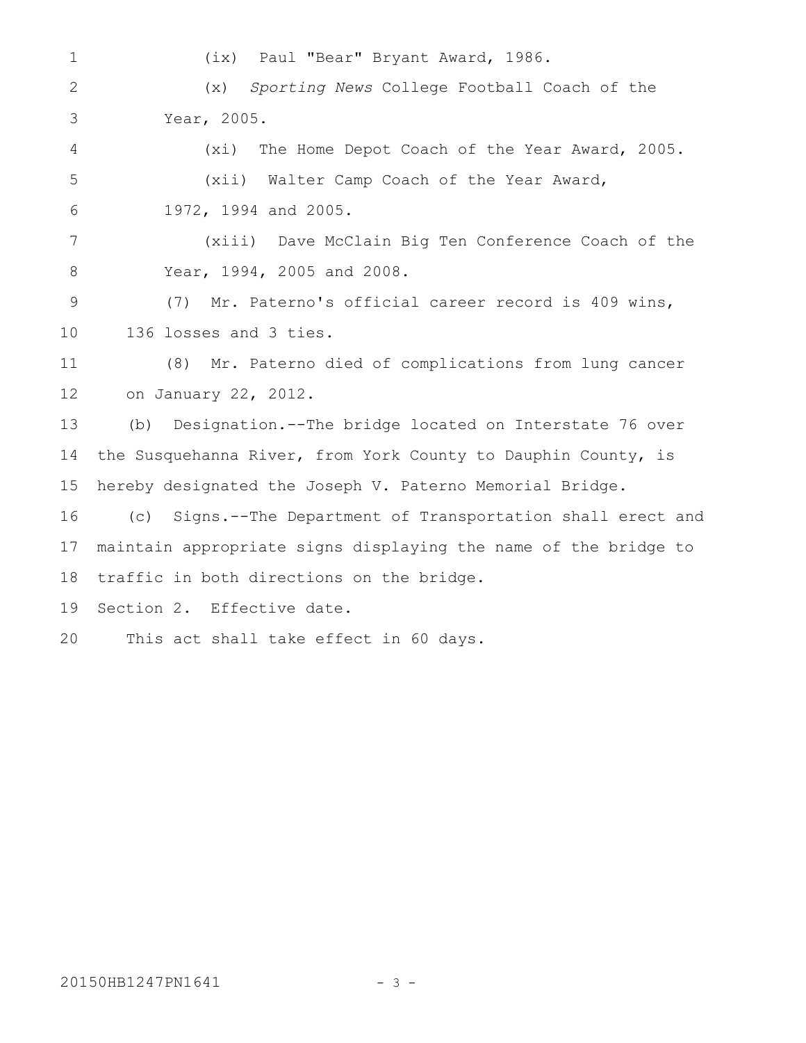(ix) Paul "Bear" Bryant Award, 1986.

(x) *Sporting News* College Football Coach of the Year, 2005.

(xi) The Home Depot Coach of the Year Award, 2005.

(xii) Walter Camp Coach of the Year Award, 1972, 1994 and 2005.

(xiii) Dave McClain Big Ten Conference Coach of the Year, 1994, 2005 and 2008.

(7) Mr. Paterno's official career record is 409 wins, 136 losses and 3 ties.

(8) Mr. Paterno died of complications from lung cancer on January 22, 2012.

(b) Designation.--The bridge located on Interstate 76 over the Susquehanna River, from York County to Dauphin County, is hereby designated the Joseph V. Paterno Memorial Bridge.

(c) Signs.--The Department of Transportation shall erect and maintain appropriate signs displaying the name of the bridge to traffic in both directions on the bridge.

Section 2. Effective date.

This act shall take effect in 60 days.